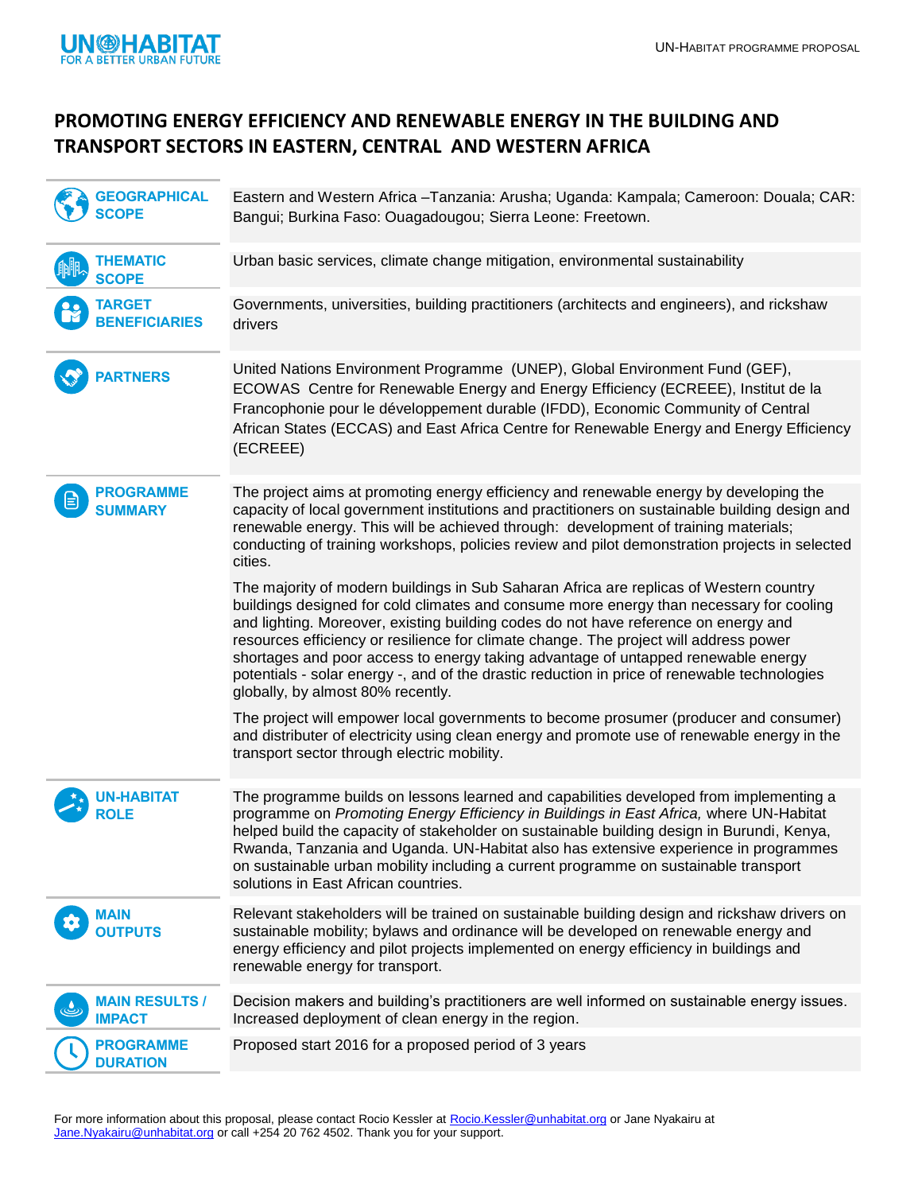# PROMOTING ENERGY EFFICIENCY AND RENEWABLE ENERGY IN THE BUILDING AND TRANSPORT SECTORS IN EASTERN, CENTRAL AND WESTERN AFRICA

| | |
|---|---|
| **GEOGRAPHICAL SCOPE** | Eastern and Western Africa –Tanzania: Arusha; Uganda: Kampala; Cameroon: Douala; CAR: Bangui; Burkina Faso: Ouagadougou; Sierra Leone: Freetown. |
| **THEMATIC SCOPE** | Urban basic services, climate change mitigation, environmental sustainability |
| **TARGET BENEFICIARIES** | Governments, universities, building practitioners (architects and engineers), and rickshaw drivers |
| **PARTNERS** | United Nations Environment Programme (UNEP), Global Environment Fund (GEF), ECOWAS Centre for Renewable Energy and Energy Efficiency (ECREEE), Institut de la Francophonie pour le développement durable (IFDD), Economic Community of Central African States (ECCAS) and East Africa Centre for Renewable Energy and Energy Efficiency (ECREEE) |
| **PROGRAMME SUMMARY** | The project aims at promoting energy efficiency and renewable energy by developing the capacity of local government institutions and practitioners on sustainable building design and renewable energy. This will be achieved through: development of training materials; conducting of training workshops, policies review and pilot demonstration projects in selected cities.<br><br>The majority of modern buildings in Sub Saharan Africa are replicas of Western country buildings designed for cold climates and consume more energy than necessary for cooling and lighting. Moreover, existing building codes do not have reference on energy and resources efficiency or resilience for climate change. The project will address power shortages and poor access to energy taking advantage of untapped renewable energy potentials - solar energy -, and of the drastic reduction in price of renewable technologies globally, by almost 80% recently.<br><br>The project will empower local governments to become prosumer (producer and consumer) and distributer of electricity using clean energy and promote use of renewable energy in the transport sector through electric mobility. |
| **UN-HABITAT ROLE** | The programme builds on lessons learned and capabilities developed from implementing a programme on *Promoting Energy Efficiency in Buildings in East Africa,* where UN-Habitat helped build the capacity of stakeholder on sustainable building design in Burundi, Kenya, Rwanda, Tanzania and Uganda. UN-Habitat also has extensive experience in programmes on sustainable urban mobility including a current programme on sustainable transport solutions in East African countries. |
| **MAIN OUTPUTS** | Relevant stakeholders will be trained on sustainable building design and rickshaw drivers on sustainable mobility; bylaws and ordinance will be developed on renewable energy and energy efficiency and pilot projects implemented on energy efficiency in buildings and renewable energy for transport. |
| **MAIN RESULTS / IMPACT** | Decision makers and building's practitioners are well informed on sustainable energy issues. Increased deployment of clean energy in the region. |
| **PROGRAMME DURATION** | Proposed start 2016 for a proposed period of 3 years |

For more information about this proposal, please contact Rocio Kessler at Rocio.Kessler@unhabitat.org or Jane Nyakairu at Jane.Nyakairu@unhabitat.org or call +254 20 762 4502. Thank you for your support.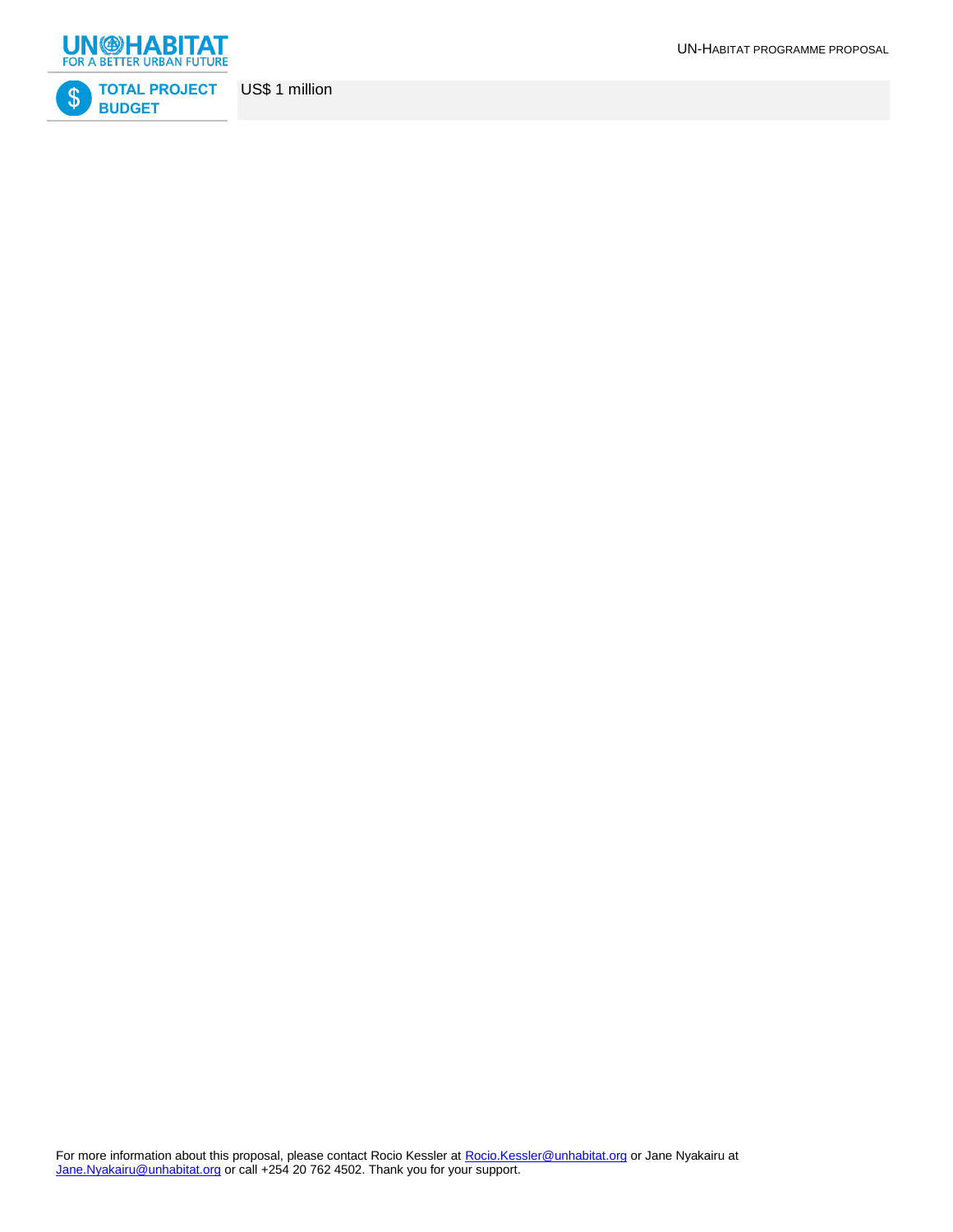| | |
|---|---|
| **TOTAL PROJECT BUDGET** | US$ 1 million |

For more information about this proposal, please contact Rocio Kessler at Rocio.Kessler@unhabitat.org or Jane Nyakairu at Jane.Nyakairu@unhabitat.org or call +254 20 762 4502. Thank you for your support.